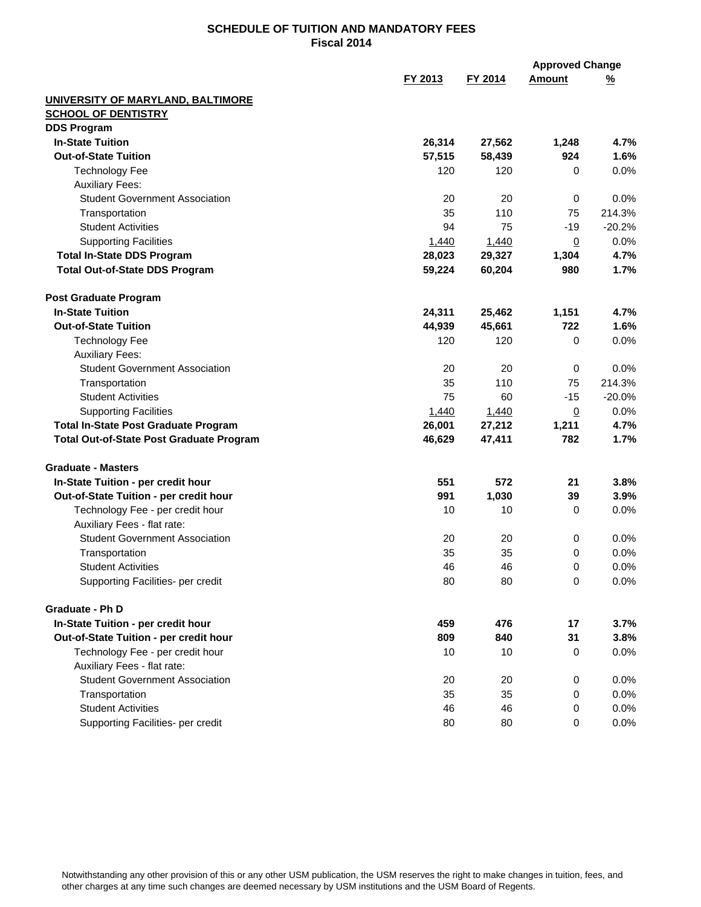# SCHEDULE OF TUITION AND MANDATORY FEES
## Fiscal 2014

| | FY 2013 | FY 2014 | Approved Change Amount | Approved Change % |
|---|---|---|---|---|
| **UNIVERSITY OF MARYLAND, BALTIMORE** | | | | |
| **SCHOOL OF DENTISTRY** | | | | |
| **DDS Program** | | | | |
| **In-State Tuition** | **26,314** | **27,562** | **1,248** | **4.7%** |
| **Out-of-State Tuition** | **57,515** | **58,439** | **924** | **1.6%** |
| Technology Fee | 120 | 120 | 0 | 0.0% |
| Auxiliary Fees: | | | | |
| Student Government Association | 20 | 20 | 0 | 0.0% |
| Transportation | 35 | 110 | 75 | 214.3% |
| Student Activities | 94 | 75 | -19 | -20.2% |
| Supporting Facilities | 1,440 | 1,440 | 0 | 0.0% |
| **Total In-State DDS Program** | **28,023** | **29,327** | **1,304** | **4.7%** |
| **Total Out-of-State DDS Program** | **59,224** | **60,204** | **980** | **1.7%** |
| | | | | |
| **Post Graduate Program** | | | | |
| **In-State Tuition** | **24,311** | **25,462** | **1,151** | **4.7%** |
| **Out-of-State Tuition** | **44,939** | **45,661** | **722** | **1.6%** |
| Technology Fee | 120 | 120 | 0 | 0.0% |
| Auxiliary Fees: | | | | |
| Student Government Association | 20 | 20 | 0 | 0.0% |
| Transportation | 35 | 110 | 75 | 214.3% |
| Student Activities | 75 | 60 | -15 | -20.0% |
| Supporting Facilities | 1,440 | 1,440 | 0 | 0.0% |
| **Total In-State Post Graduate Program** | **26,001** | **27,212** | **1,211** | **4.7%** |
| **Total Out-of-State Post Graduate Program** | **46,629** | **47,411** | **782** | **1.7%** |
| | | | | |
| **Graduate - Masters** | | | | |
| **In-State Tuition - per credit hour** | **551** | **572** | **21** | **3.8%** |
| **Out-of-State Tuition - per credit hour** | **991** | **1,030** | **39** | **3.9%** |
| Technology Fee - per credit hour | 10 | 10 | 0 | 0.0% |
| Auxiliary Fees - flat rate: | | | | |
| Student Government Association | 20 | 20 | 0 | 0.0% |
| Transportation | 35 | 35 | 0 | 0.0% |
| Student Activities | 46 | 46 | 0 | 0.0% |
| Supporting Facilities- per credit | 80 | 80 | 0 | 0.0% |
| | | | | |
| **Graduate - Ph D** | | | | |
| **In-State Tuition - per credit hour** | **459** | **476** | **17** | **3.7%** |
| **Out-of-State Tuition - per credit hour** | **809** | **840** | **31** | **3.8%** |
| Technology Fee - per credit hour | 10 | 10 | 0 | 0.0% |
| Auxiliary Fees - flat rate: | | | | |
| Student Government Association | 20 | 20 | 0 | 0.0% |
| Transportation | 35 | 35 | 0 | 0.0% |
| Student Activities | 46 | 46 | 0 | 0.0% |
| Supporting Facilities- per credit | 80 | 80 | 0 | 0.0% |

Notwithstanding any other provision of this or any other USM publication, the USM reserves the right to make changes in tuition, fees, and other charges at any time such changes are deemed necessary by USM institutions and the USM Board of Regents.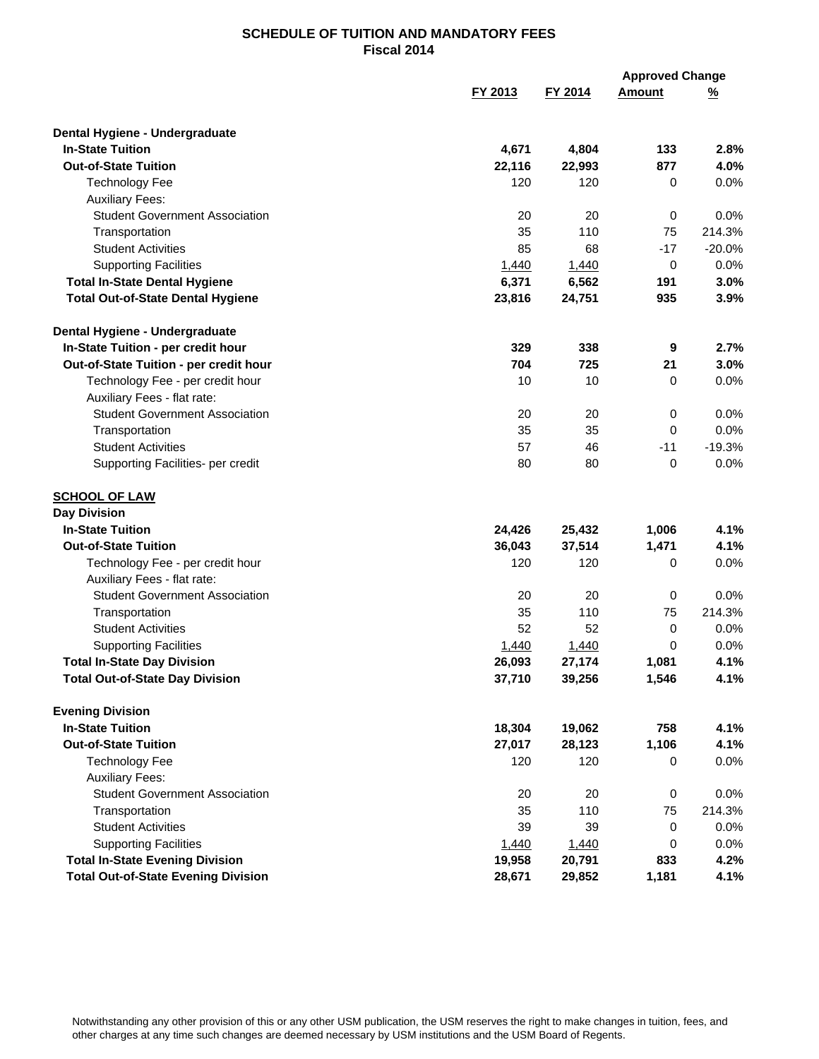**SCHEDULE OF TUITION AND MANDATORY FEES**
**Fiscal 2014**

| | FY 2013 | FY 2014 | Approved Change Amount | Approved Change % |
|---|---|---|---|---|
| **Dental Hygiene - Undergraduate** | | | | |
| **In-State Tuition** | **4,671** | **4,804** | **133** | **2.8%** |
| **Out-of-State Tuition** | **22,116** | **22,993** | **877** | **4.0%** |
| Technology Fee | 120 | 120 | 0 | 0.0% |
| Auxiliary Fees: | | | | |
| Student Government Association | 20 | 20 | 0 | 0.0% |
| Transportation | 35 | 110 | 75 | 214.3% |
| Student Activities | 85 | 68 | -17 | -20.0% |
| Supporting Facilities | 1,440 | 1,440 | 0 | 0.0% |
| **Total In-State Dental Hygiene** | **6,371** | **6,562** | **191** | **3.0%** |
| **Total Out-of-State Dental Hygiene** | **23,816** | **24,751** | **935** | **3.9%** |
| | | | | |
| **Dental Hygiene - Undergraduate** | | | | |
| **In-State Tuition - per credit hour** | **329** | **338** | **9** | **2.7%** |
| **Out-of-State Tuition - per credit hour** | **704** | **725** | **21** | **3.0%** |
| Technology Fee - per credit hour | 10 | 10 | 0 | 0.0% |
| Auxiliary Fees - flat rate: | | | | |
| Student Government Association | 20 | 20 | 0 | 0.0% |
| Transportation | 35 | 35 | 0 | 0.0% |
| Student Activities | 57 | 46 | -11 | -19.3% |
| Supporting Facilities- per credit | 80 | 80 | 0 | 0.0% |
| | | | | |
| **SCHOOL OF LAW** | | | | |
| **Day Division** | | | | |
| **In-State Tuition** | **24,426** | **25,432** | **1,006** | **4.1%** |
| **Out-of-State Tuition** | **36,043** | **37,514** | **1,471** | **4.1%** |
| Technology Fee - per credit hour | 120 | 120 | 0 | 0.0% |
| Auxiliary Fees - flat rate: | | | | |
| Student Government Association | 20 | 20 | 0 | 0.0% |
| Transportation | 35 | 110 | 75 | 214.3% |
| Student Activities | 52 | 52 | 0 | 0.0% |
| Supporting Facilities | 1,440 | 1,440 | 0 | 0.0% |
| **Total In-State Day Division** | **26,093** | **27,174** | **1,081** | **4.1%** |
| **Total Out-of-State Day Division** | **37,710** | **39,256** | **1,546** | **4.1%** |
| | | | | |
| **Evening Division** | | | | |
| **In-State Tuition** | **18,304** | **19,062** | **758** | **4.1%** |
| **Out-of-State Tuition** | **27,017** | **28,123** | **1,106** | **4.1%** |
| Technology Fee | 120 | 120 | 0 | 0.0% |
| Auxiliary Fees: | | | | |
| Student Government Association | 20 | 20 | 0 | 0.0% |
| Transportation | 35 | 110 | 75 | 214.3% |
| Student Activities | 39 | 39 | 0 | 0.0% |
| Supporting Facilities | 1,440 | 1,440 | 0 | 0.0% |
| **Total In-State Evening Division** | **19,958** | **20,791** | **833** | **4.2%** |
| **Total Out-of-State Evening Division** | **28,671** | **29,852** | **1,181** | **4.1%** |

Notwithstanding any other provision of this or any other USM publication, the USM reserves the right to make changes in tuition, fees, and other charges at any time such changes are deemed necessary by USM institutions and the USM Board of Regents.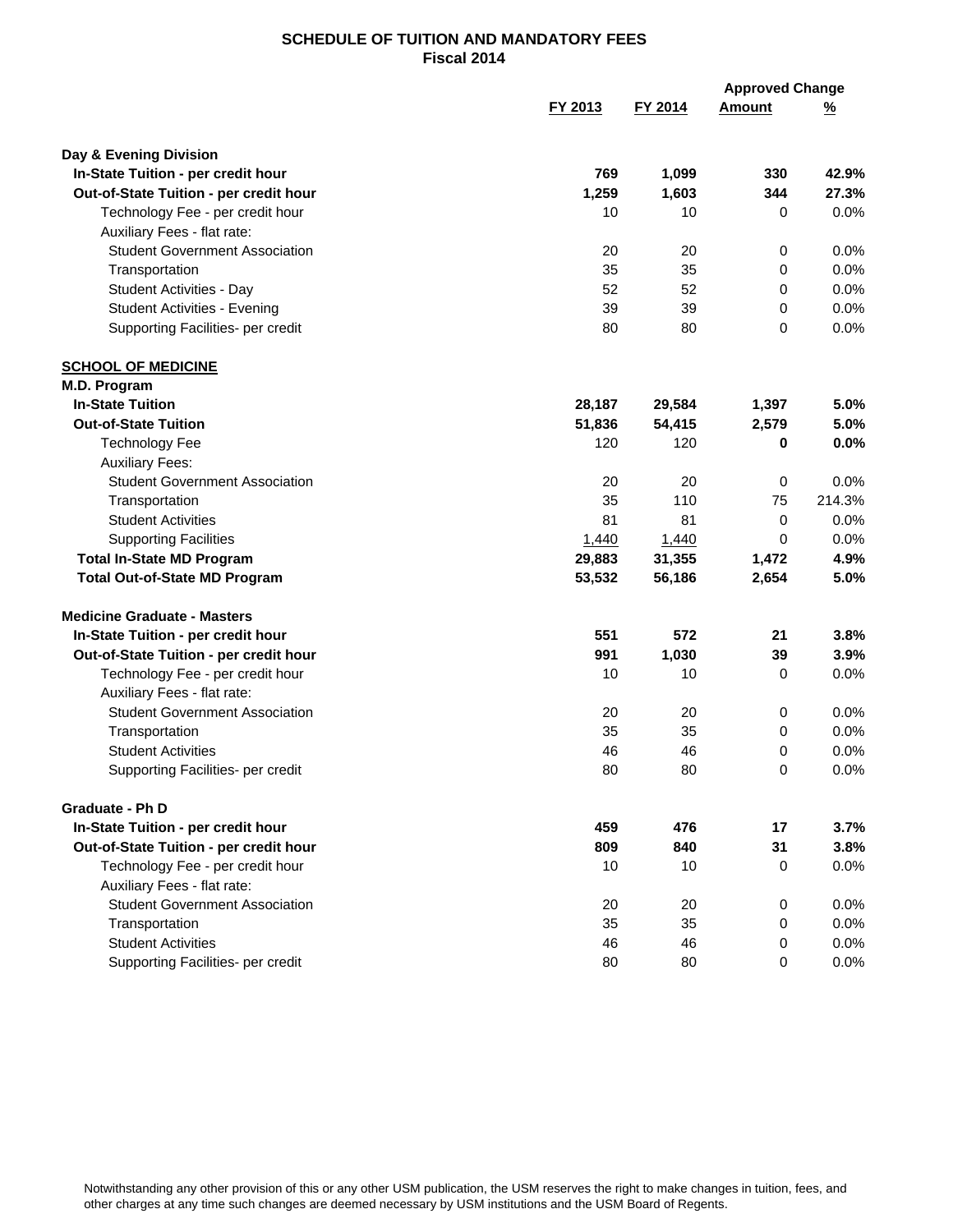**SCHEDULE OF TUITION AND MANDATORY FEES**
**Fiscal 2014**

| | FY 2013 | FY 2014 | Approved Change Amount | Approved Change % |
|---|---|---|---|---|
| **Day & Evening Division** | | | | |
| **In-State Tuition - per credit hour** | **769** | **1,099** | **330** | **42.9%** |
| **Out-of-State Tuition - per credit hour** | **1,259** | **1,603** | **344** | **27.3%** |
| Technology Fee - per credit hour | 10 | 10 | 0 | 0.0% |
| Auxiliary Fees - flat rate: | | | | |
| Student Government Association | 20 | 20 | 0 | 0.0% |
| Transportation | 35 | 35 | 0 | 0.0% |
| Student Activities - Day | 52 | 52 | 0 | 0.0% |
| Student Activities - Evening | 39 | 39 | 0 | 0.0% |
| Supporting Facilities- per credit | 80 | 80 | 0 | 0.0% |
| **SCHOOL OF MEDICINE** | | | | |
| **M.D. Program** | | | | |
| **In-State Tuition** | **28,187** | **29,584** | **1,397** | **5.0%** |
| **Out-of-State Tuition** | **51,836** | **54,415** | **2,579** | **5.0%** |
| Technology Fee | 120 | 120 | **0** | **0.0%** |
| Auxiliary Fees: | | | | |
| Student Government Association | 20 | 20 | 0 | 0.0% |
| Transportation | 35 | 110 | 75 | 214.3% |
| Student Activities | 81 | 81 | 0 | 0.0% |
| Supporting Facilities | 1,440 | 1,440 | 0 | 0.0% |
| **Total In-State MD Program** | **29,883** | **31,355** | **1,472** | **4.9%** |
| **Total Out-of-State MD Program** | **53,532** | **56,186** | **2,654** | **5.0%** |
| **Medicine Graduate - Masters** | | | | |
| **In-State Tuition - per credit hour** | **551** | **572** | **21** | **3.8%** |
| **Out-of-State Tuition - per credit hour** | **991** | **1,030** | **39** | **3.9%** |
| Technology Fee - per credit hour | 10 | 10 | 0 | 0.0% |
| Auxiliary Fees - flat rate: | | | | |
| Student Government Association | 20 | 20 | 0 | 0.0% |
| Transportation | 35 | 35 | 0 | 0.0% |
| Student Activities | 46 | 46 | 0 | 0.0% |
| Supporting Facilities- per credit | 80 | 80 | 0 | 0.0% |
| **Graduate - Ph D** | | | | |
| **In-State Tuition - per credit hour** | **459** | **476** | **17** | **3.7%** |
| **Out-of-State Tuition - per credit hour** | **809** | **840** | **31** | **3.8%** |
| Technology Fee - per credit hour | 10 | 10 | 0 | 0.0% |
| Auxiliary Fees - flat rate: | | | | |
| Student Government Association | 20 | 20 | 0 | 0.0% |
| Transportation | 35 | 35 | 0 | 0.0% |
| Student Activities | 46 | 46 | 0 | 0.0% |
| Supporting Facilities- per credit | 80 | 80 | 0 | 0.0% |

Notwithstanding any other provision of this or any other USM publication, the USM reserves the right to make changes in tuition, fees, and other charges at any time such changes are deemed necessary by USM institutions and the USM Board of Regents.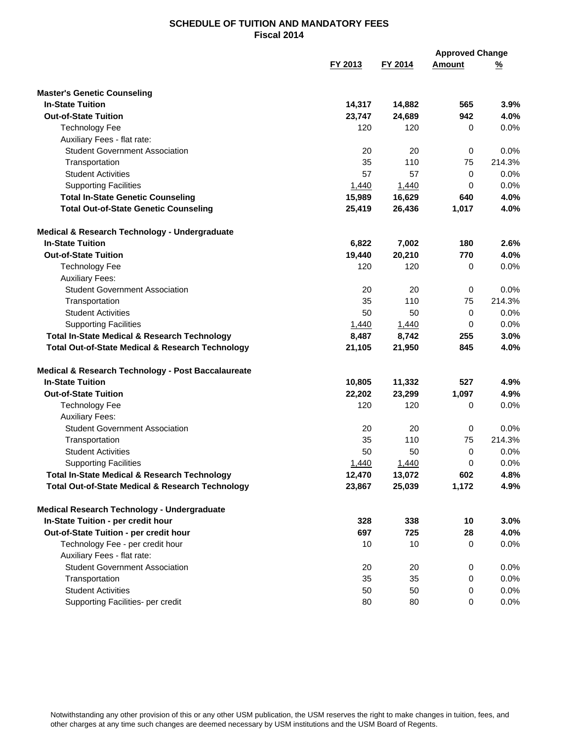**SCHEDULE OF TUITION AND MANDATORY FEES**
**Fiscal 2014**

| | FY 2013 | FY 2014 | Approved Change Amount | Approved Change % |
|---|---|---|---|---|
| **Master's Genetic Counseling** | | | | |
| **In-State Tuition** | **14,317** | **14,882** | **565** | **3.9%** |
| **Out-of-State Tuition** | **23,747** | **24,689** | **942** | **4.0%** |
| Technology Fee | 120 | 120 | 0 | 0.0% |
| Auxiliary Fees - flat rate: | | | | |
| Student Government Association | 20 | 20 | 0 | 0.0% |
| Transportation | 35 | 110 | 75 | 214.3% |
| Student Activities | 57 | 57 | 0 | 0.0% |
| Supporting Facilities | 1,440 | 1,440 | 0 | 0.0% |
| **Total In-State Genetic Counseling** | **15,989** | **16,629** | **640** | **4.0%** |
| **Total Out-of-State Genetic Counseling** | **25,419** | **26,436** | **1,017** | **4.0%** |
| **Medical & Research Technology - Undergraduate** | | | | |
| **In-State Tuition** | **6,822** | **7,002** | **180** | **2.6%** |
| **Out-of-State Tuition** | **19,440** | **20,210** | **770** | **4.0%** |
| Technology Fee | 120 | 120 | 0 | 0.0% |
| Auxiliary Fees: | | | | |
| Student Government Association | 20 | 20 | 0 | 0.0% |
| Transportation | 35 | 110 | 75 | 214.3% |
| Student Activities | 50 | 50 | 0 | 0.0% |
| Supporting Facilities | 1,440 | 1,440 | 0 | 0.0% |
| **Total In-State Medical & Research Technology** | **8,487** | **8,742** | **255** | **3.0%** |
| **Total Out-of-State Medical & Research Technology** | **21,105** | **21,950** | **845** | **4.0%** |
| **Medical & Research Technology - Post Baccalaureate** | | | | |
| **In-State Tuition** | **10,805** | **11,332** | **527** | **4.9%** |
| **Out-of-State Tuition** | **22,202** | **23,299** | **1,097** | **4.9%** |
| Technology Fee | 120 | 120 | 0 | 0.0% |
| Auxiliary Fees: | | | | |
| Student Government Association | 20 | 20 | 0 | 0.0% |
| Transportation | 35 | 110 | 75 | 214.3% |
| Student Activities | 50 | 50 | 0 | 0.0% |
| Supporting Facilities | 1,440 | 1,440 | 0 | 0.0% |
| **Total In-State Medical & Research Technology** | **12,470** | **13,072** | **602** | **4.8%** |
| **Total Out-of-State Medical & Research Technology** | **23,867** | **25,039** | **1,172** | **4.9%** |
| **Medical Research Technology - Undergraduate** | | | | |
| **In-State Tuition - per credit hour** | **328** | **338** | **10** | **3.0%** |
| **Out-of-State Tuition - per credit hour** | **697** | **725** | **28** | **4.0%** |
| Technology Fee - per credit hour | 10 | 10 | 0 | 0.0% |
| Auxiliary Fees - flat rate: | | | | |
| Student Government Association | 20 | 20 | 0 | 0.0% |
| Transportation | 35 | 35 | 0 | 0.0% |
| Student Activities | 50 | 50 | 0 | 0.0% |
| Supporting Facilities- per credit | 80 | 80 | 0 | 0.0% |

Notwithstanding any other provision of this or any other USM publication, the USM reserves the right to make changes in tuition, fees, and other charges at any time such changes are deemed necessary by USM institutions and the USM Board of Regents.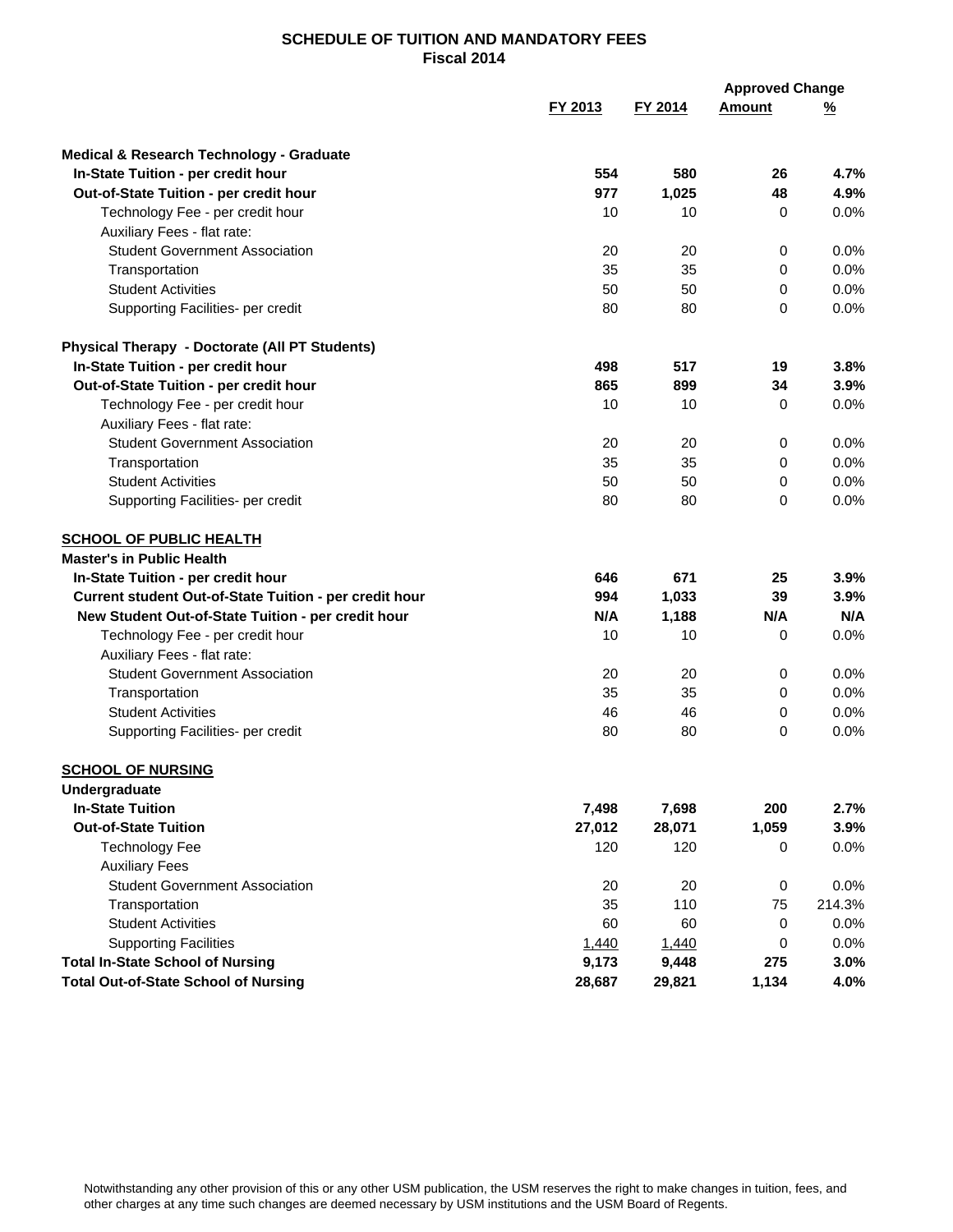## SCHEDULE OF TUITION AND MANDATORY FEES
### Fiscal 2014

| | FY 2013 | FY 2014 | Approved Change Amount | Approved Change % |
|---|---|---|---|---|
| **Medical & Research Technology - Graduate** | | | | |
| **In-State Tuition - per credit hour** | **554** | **580** | **26** | **4.7%** |
| **Out-of-State Tuition - per credit hour** | **977** | **1,025** | **48** | **4.9%** |
| Technology Fee - per credit hour | 10 | 10 | 0 | 0.0% |
| Auxiliary Fees - flat rate: | | | | |
| Student Government Association | 20 | 20 | 0 | 0.0% |
| Transportation | 35 | 35 | 0 | 0.0% |
| Student Activities | 50 | 50 | 0 | 0.0% |
| Supporting Facilities- per credit | 80 | 80 | 0 | 0.0% |
| **Physical Therapy - Doctorate (All PT Students)** | | | | |
| **In-State Tuition - per credit hour** | **498** | **517** | **19** | **3.8%** |
| **Out-of-State Tuition - per credit hour** | **865** | **899** | **34** | **3.9%** |
| Technology Fee - per credit hour | 10 | 10 | 0 | 0.0% |
| Auxiliary Fees - flat rate: | | | | |
| Student Government Association | 20 | 20 | 0 | 0.0% |
| Transportation | 35 | 35 | 0 | 0.0% |
| Student Activities | 50 | 50 | 0 | 0.0% |
| Supporting Facilities- per credit | 80 | 80 | 0 | 0.0% |
| **SCHOOL OF PUBLIC HEALTH** | | | | |
| **Master's in Public Health** | | | | |
| **In-State Tuition - per credit hour** | **646** | **671** | **25** | **3.9%** |
| **Current student Out-of-State Tuition - per credit hour** | **994** | **1,033** | **39** | **3.9%** |
| **New Student Out-of-State Tuition - per credit hour** | **N/A** | **1,188** | **N/A** | **N/A** |
| Technology Fee - per credit hour | 10 | 10 | 0 | 0.0% |
| Auxiliary Fees - flat rate: | | | | |
| Student Government Association | 20 | 20 | 0 | 0.0% |
| Transportation | 35 | 35 | 0 | 0.0% |
| Student Activities | 46 | 46 | 0 | 0.0% |
| Supporting Facilities- per credit | 80 | 80 | 0 | 0.0% |
| **SCHOOL OF NURSING** | | | | |
| **Undergraduate** | | | | |
| **In-State Tuition** | **7,498** | **7,698** | **200** | **2.7%** |
| **Out-of-State Tuition** | **27,012** | **28,071** | **1,059** | **3.9%** |
| Technology Fee | 120 | 120 | 0 | 0.0% |
| Auxiliary Fees | | | | |
| Student Government Association | 20 | 20 | 0 | 0.0% |
| Transportation | 35 | 110 | 75 | 214.3% |
| Student Activities | 60 | 60 | 0 | 0.0% |
| Supporting Facilities | 1,440 | 1,440 | 0 | 0.0% |
| **Total In-State School of Nursing** | **9,173** | **9,448** | **275** | **3.0%** |
| **Total Out-of-State School of Nursing** | **28,687** | **29,821** | **1,134** | **4.0%** |

Notwithstanding any other provision of this or any other USM publication, the USM reserves the right to make changes in tuition, fees, and other charges at any time such changes are deemed necessary by USM institutions and the USM Board of Regents.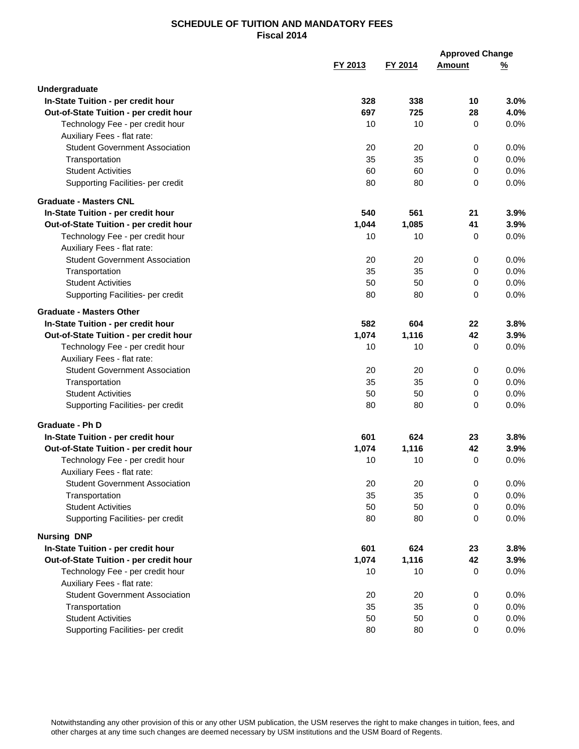## SCHEDULE OF TUITION AND MANDATORY FEES
### Fiscal 2014

| | FY 2013 | FY 2014 | Approved Change Amount | Approved Change % |
|---|---|---|---|---|
| **Undergraduate** | | | | |
| **In-State Tuition - per credit hour** | **328** | **338** | **10** | **3.0%** |
| **Out-of-State Tuition - per credit hour** | **697** | **725** | **28** | **4.0%** |
| Technology Fee - per credit hour | 10 | 10 | 0 | 0.0% |
| Auxiliary Fees - flat rate: | | | | |
| Student Government Association | 20 | 20 | 0 | 0.0% |
| Transportation | 35 | 35 | 0 | 0.0% |
| Student Activities | 60 | 60 | 0 | 0.0% |
| Supporting Facilities- per credit | 80 | 80 | 0 | 0.0% |
| **Graduate - Masters CNL** | | | | |
| **In-State Tuition - per credit hour** | **540** | **561** | **21** | **3.9%** |
| **Out-of-State Tuition - per credit hour** | **1,044** | **1,085** | **41** | **3.9%** |
| Technology Fee - per credit hour | 10 | 10 | 0 | 0.0% |
| Auxiliary Fees - flat rate: | | | | |
| Student Government Association | 20 | 20 | 0 | 0.0% |
| Transportation | 35 | 35 | 0 | 0.0% |
| Student Activities | 50 | 50 | 0 | 0.0% |
| Supporting Facilities- per credit | 80 | 80 | 0 | 0.0% |
| **Graduate - Masters Other** | | | | |
| **In-State Tuition - per credit hour** | **582** | **604** | **22** | **3.8%** |
| **Out-of-State Tuition - per credit hour** | **1,074** | **1,116** | **42** | **3.9%** |
| Technology Fee - per credit hour | 10 | 10 | 0 | 0.0% |
| Auxiliary Fees - flat rate: | | | | |
| Student Government Association | 20 | 20 | 0 | 0.0% |
| Transportation | 35 | 35 | 0 | 0.0% |
| Student Activities | 50 | 50 | 0 | 0.0% |
| Supporting Facilities- per credit | 80 | 80 | 0 | 0.0% |
| **Graduate - Ph D** | | | | |
| **In-State Tuition - per credit hour** | **601** | **624** | **23** | **3.8%** |
| **Out-of-State Tuition - per credit hour** | **1,074** | **1,116** | **42** | **3.9%** |
| Technology Fee - per credit hour | 10 | 10 | 0 | 0.0% |
| Auxiliary Fees - flat rate: | | | | |
| Student Government Association | 20 | 20 | 0 | 0.0% |
| Transportation | 35 | 35 | 0 | 0.0% |
| Student Activities | 50 | 50 | 0 | 0.0% |
| Supporting Facilities- per credit | 80 | 80 | 0 | 0.0% |
| **Nursing DNP** | | | | |
| **In-State Tuition - per credit hour** | **601** | **624** | **23** | **3.8%** |
| **Out-of-State Tuition - per credit hour** | **1,074** | **1,116** | **42** | **3.9%** |
| Technology Fee - per credit hour | 10 | 10 | 0 | 0.0% |
| Auxiliary Fees - flat rate: | | | | |
| Student Government Association | 20 | 20 | 0 | 0.0% |
| Transportation | 35 | 35 | 0 | 0.0% |
| Student Activities | 50 | 50 | 0 | 0.0% |
| Supporting Facilities- per credit | 80 | 80 | 0 | 0.0% |

Notwithstanding any other provision of this or any other USM publication, the USM reserves the right to make changes in tuition, fees, and other charges at any time such changes are deemed necessary by USM institutions and the USM Board of Regents.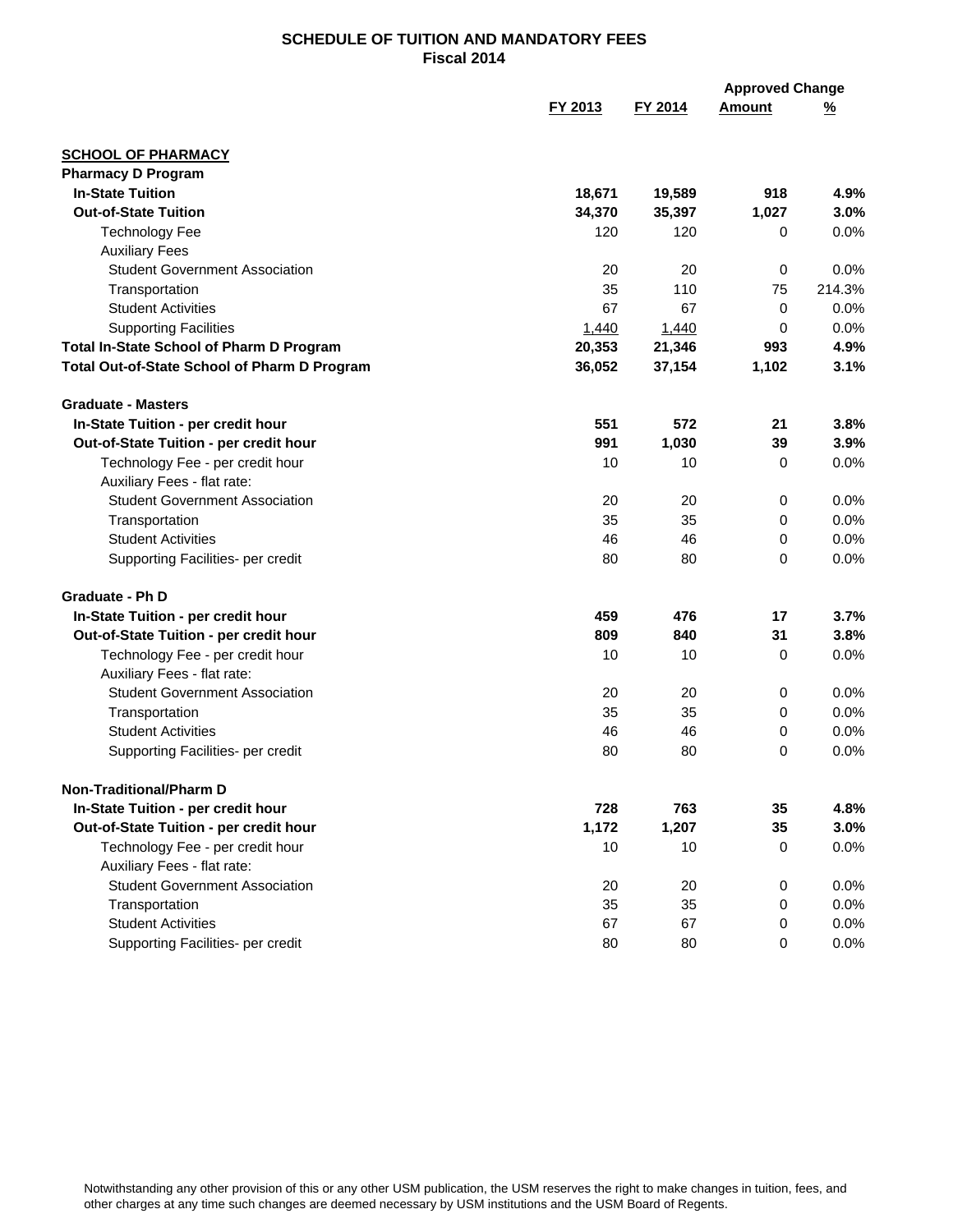**SCHEDULE OF TUITION AND MANDATORY FEES**
**Fiscal 2014**

| | FY 2013 | FY 2014 | Approved Change Amount | Approved Change % |
|---|---|---|---|---|
| **SCHOOL OF PHARMACY** | | | | |
| **Pharmacy D Program** | | | | |
| **In-State Tuition** | **18,671** | **19,589** | **918** | **4.9%** |
| **Out-of-State Tuition** | **34,370** | **35,397** | **1,027** | **3.0%** |
| Technology Fee | 120 | 120 | 0 | 0.0% |
| Auxiliary Fees | | | | |
| Student Government Association | 20 | 20 | 0 | 0.0% |
| Transportation | 35 | 110 | 75 | 214.3% |
| Student Activities | 67 | 67 | 0 | 0.0% |
| Supporting Facilities | 1,440 | 1,440 | 0 | 0.0% |
| **Total In-State School of Pharm D Program** | **20,353** | **21,346** | **993** | **4.9%** |
| **Total Out-of-State School of Pharm D Program** | **36,052** | **37,154** | **1,102** | **3.1%** |
| | | | | |
| **Graduate - Masters** | | | | |
| **In-State Tuition - per credit hour** | **551** | **572** | **21** | **3.8%** |
| **Out-of-State Tuition - per credit hour** | **991** | **1,030** | **39** | **3.9%** |
| Technology Fee - per credit hour | 10 | 10 | 0 | 0.0% |
| Auxiliary Fees - flat rate: | | | | |
| Student Government Association | 20 | 20 | 0 | 0.0% |
| Transportation | 35 | 35 | 0 | 0.0% |
| Student Activities | 46 | 46 | 0 | 0.0% |
| Supporting Facilities- per credit | 80 | 80 | 0 | 0.0% |
| | | | | |
| **Graduate - Ph D** | | | | |
| **In-State Tuition - per credit hour** | **459** | **476** | **17** | **3.7%** |
| **Out-of-State Tuition - per credit hour** | **809** | **840** | **31** | **3.8%** |
| Technology Fee - per credit hour | 10 | 10 | 0 | 0.0% |
| Auxiliary Fees - flat rate: | | | | |
| Student Government Association | 20 | 20 | 0 | 0.0% |
| Transportation | 35 | 35 | 0 | 0.0% |
| Student Activities | 46 | 46 | 0 | 0.0% |
| Supporting Facilities- per credit | 80 | 80 | 0 | 0.0% |
| | | | | |
| **Non-Traditional/Pharm D** | | | | |
| **In-State Tuition - per credit hour** | **728** | **763** | **35** | **4.8%** |
| **Out-of-State Tuition - per credit hour** | **1,172** | **1,207** | **35** | **3.0%** |
| Technology Fee - per credit hour | 10 | 10 | 0 | 0.0% |
| Auxiliary Fees - flat rate: | | | | |
| Student Government Association | 20 | 20 | 0 | 0.0% |
| Transportation | 35 | 35 | 0 | 0.0% |
| Student Activities | 67 | 67 | 0 | 0.0% |
| Supporting Facilities- per credit | 80 | 80 | 0 | 0.0% |

Notwithstanding any other provision of this or any other USM publication, the USM reserves the right to make changes in tuition, fees, and other charges at any time such changes are deemed necessary by USM institutions and the USM Board of Regents.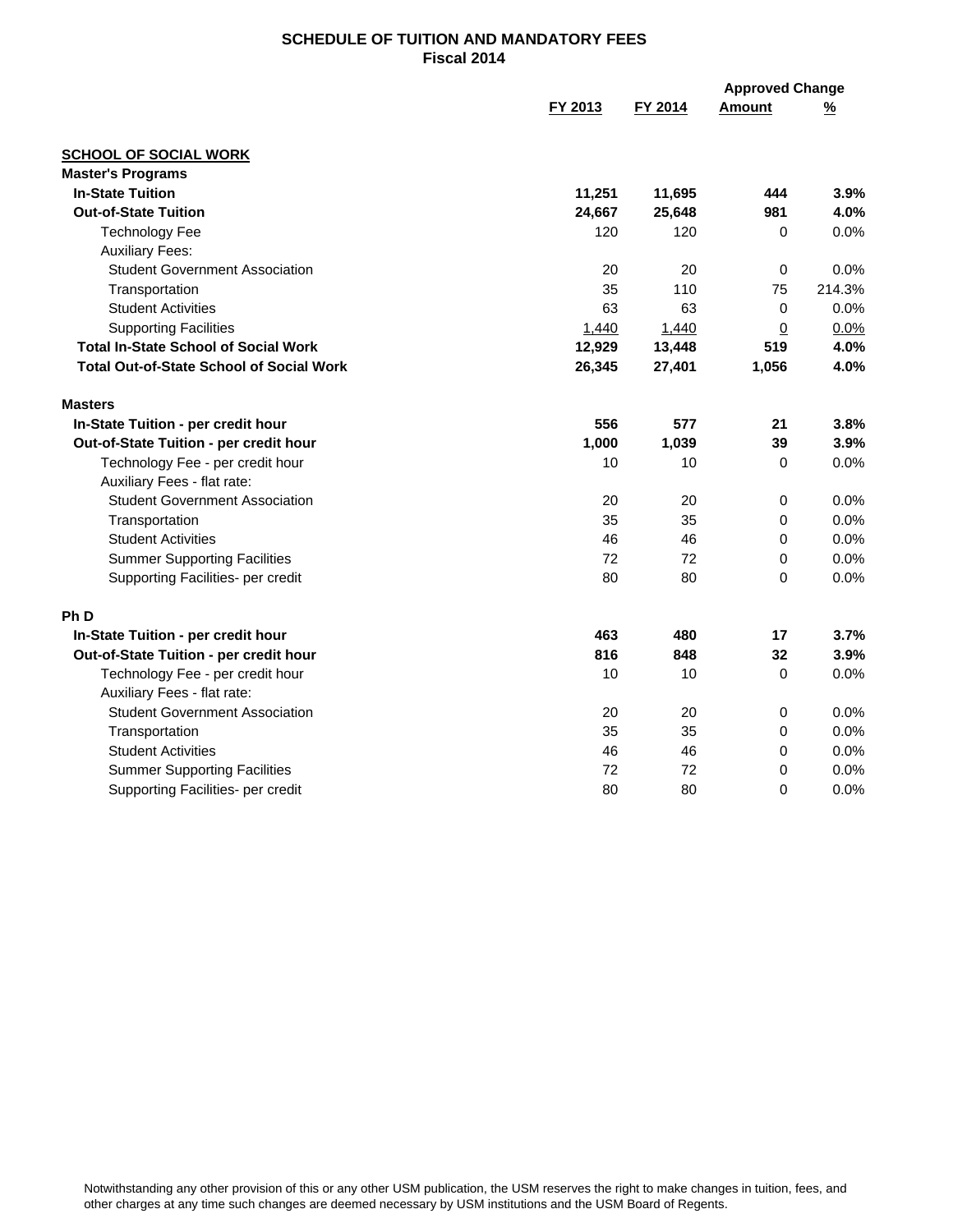**SCHEDULE OF TUITION AND MANDATORY FEES**
**Fiscal 2014**

| | FY 2013 | FY 2014 | Approved Change Amount | Approved Change % |
|---|---|---|---|---|
| **SCHOOL OF SOCIAL WORK** | | | | |
| **Master's Programs** | | | | |
| **In-State Tuition** | **11,251** | **11,695** | **444** | **3.9%** |
| **Out-of-State Tuition** | **24,667** | **25,648** | **981** | **4.0%** |
| Technology Fee | 120 | 120 | 0 | 0.0% |
| Auxiliary Fees: | | | | |
| Student Government Association | 20 | 20 | 0 | 0.0% |
| Transportation | 35 | 110 | 75 | 214.3% |
| Student Activities | 63 | 63 | 0 | 0.0% |
| Supporting Facilities | 1,440 | 1,440 | 0 | 0.0% |
| **Total In-State School of Social Work** | **12,929** | **13,448** | **519** | **4.0%** |
| **Total Out-of-State School of Social Work** | **26,345** | **27,401** | **1,056** | **4.0%** |
| **Masters** | | | | |
| **In-State Tuition - per credit hour** | **556** | **577** | **21** | **3.8%** |
| **Out-of-State Tuition - per credit hour** | **1,000** | **1,039** | **39** | **3.9%** |
| Technology Fee - per credit hour | 10 | 10 | 0 | 0.0% |
| Auxiliary Fees - flat rate: | | | | |
| Student Government Association | 20 | 20 | 0 | 0.0% |
| Transportation | 35 | 35 | 0 | 0.0% |
| Student Activities | 46 | 46 | 0 | 0.0% |
| Summer Supporting Facilities | 72 | 72 | 0 | 0.0% |
| Supporting Facilities- per credit | 80 | 80 | 0 | 0.0% |
| **Ph D** | | | | |
| **In-State Tuition - per credit hour** | **463** | **480** | **17** | **3.7%** |
| **Out-of-State Tuition - per credit hour** | **816** | **848** | **32** | **3.9%** |
| Technology Fee - per credit hour | 10 | 10 | 0 | 0.0% |
| Auxiliary Fees - flat rate: | | | | |
| Student Government Association | 20 | 20 | 0 | 0.0% |
| Transportation | 35 | 35 | 0 | 0.0% |
| Student Activities | 46 | 46 | 0 | 0.0% |
| Summer Supporting Facilities | 72 | 72 | 0 | 0.0% |
| Supporting Facilities- per credit | 80 | 80 | 0 | 0.0% |

Notwithstanding any other provision of this or any other USM publication, the USM reserves the right to make changes in tuition, fees, and other charges at any time such changes are deemed necessary by USM institutions and the USM Board of Regents.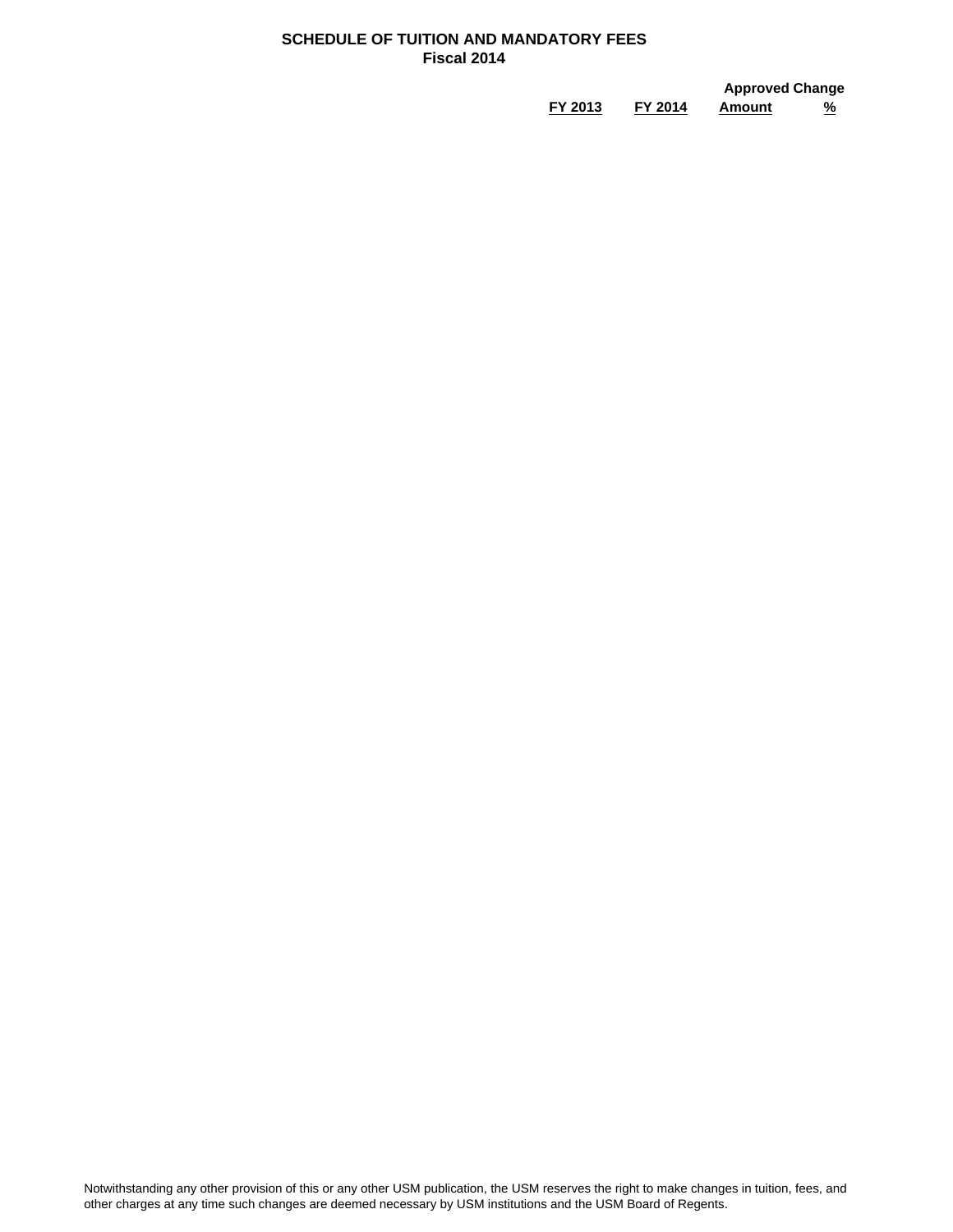**SCHEDULE OF TUITION AND MANDATORY FEES**
**Fiscal 2014**

| | | Approved Change | |
|---|---|---|---|
| FY 2013 | FY 2014 | Amount | % |

Notwithstanding any other provision of this or any other USM publication, the USM reserves the right to make changes in tuition, fees, and other charges at any time such changes are deemed necessary by USM institutions and the USM Board of Regents.